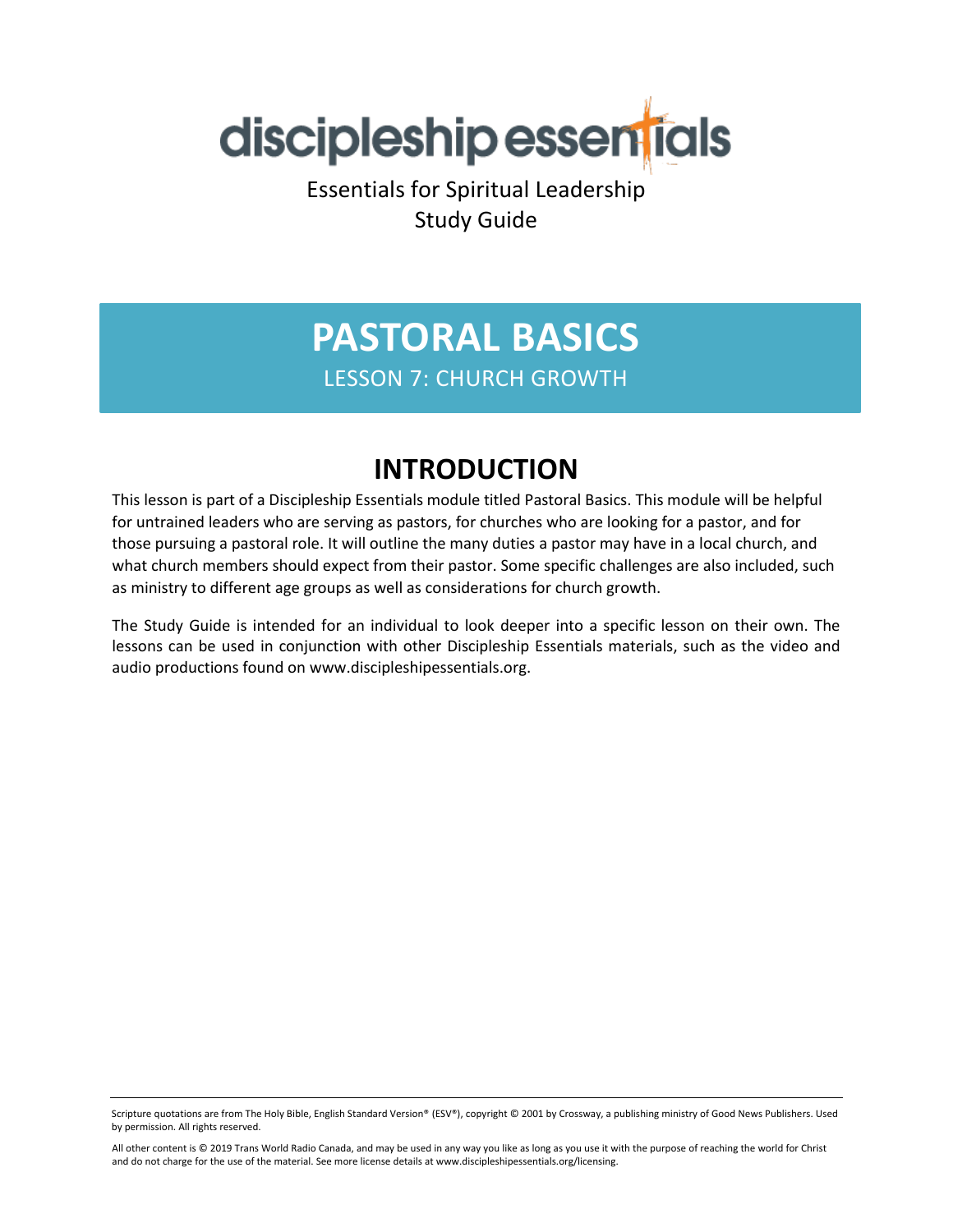discipleship essentials

Essentials for Spiritual Leadership
Study Guide

# PASTORAL BASICS

LESSON 7: CHURCH GROWTH

## INTRODUCTION

This lesson is part of a Discipleship Essentials module titled Pastoral Basics. This module will be helpful for untrained leaders who are serving as pastors, for churches who are looking for a pastor, and for those pursuing a pastoral role. It will outline the many duties a pastor may have in a local church, and what church members should expect from their pastor. Some specific challenges are also included, such as ministry to different age groups as well as considerations for church growth.

The Study Guide is intended for an individual to look deeper into a specific lesson on their own. The lessons can be used in conjunction with other Discipleship Essentials materials, such as the video and audio productions found on www.discipleshipessentials.org.

---

Scripture quotations are from The Holy Bible, English Standard Version® (ESV®), copyright © 2001 by Crossway, a publishing ministry of Good News Publishers. Used by permission. All rights reserved.

All other content is © 2019 Trans World Radio Canada, and may be used in any way you like as long as you use it with the purpose of reaching the world for Christ and do not charge for the use of the material. See more license details at www.discipleshipessentials.org/licensing.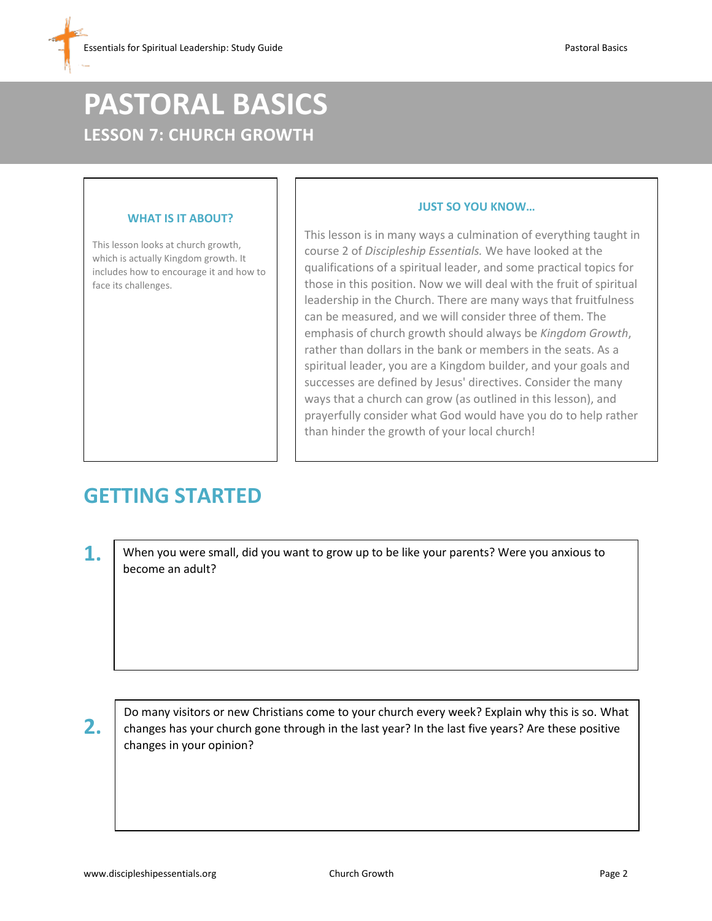# PASTORAL BASICS

## LESSON 7: CHURCH GROWTH

### WHAT IS IT ABOUT?

This lesson looks at church growth, which is actually Kingdom growth. It includes how to encourage it and how to face its challenges.

### JUST SO YOU KNOW...

This lesson is in many ways a culmination of everything taught in course 2 of *Discipleship Essentials.* We have looked at the qualifications of a spiritual leader, and some practical topics for those in this position. Now we will deal with the fruit of spiritual leadership in the Church. There are many ways that fruitfulness can be measured, and we will consider three of them. The emphasis of church growth should always be *Kingdom Growth*, rather than dollars in the bank or members in the seats. As a spiritual leader, you are a Kingdom builder, and your goals and successes are defined by Jesus' directives. Consider the many ways that a church can grow (as outlined in this lesson), and prayerfully consider what God would have you do to help rather than hinder the growth of your local church!

## GETTING STARTED

**1.** When you were small, did you want to grow up to be like your parents? Were you anxious to become an adult?

**2.** Do many visitors or new Christians come to your church every week? Explain why this is so. What changes has your church gone through in the last year? In the last five years? Are these positive changes in your opinion?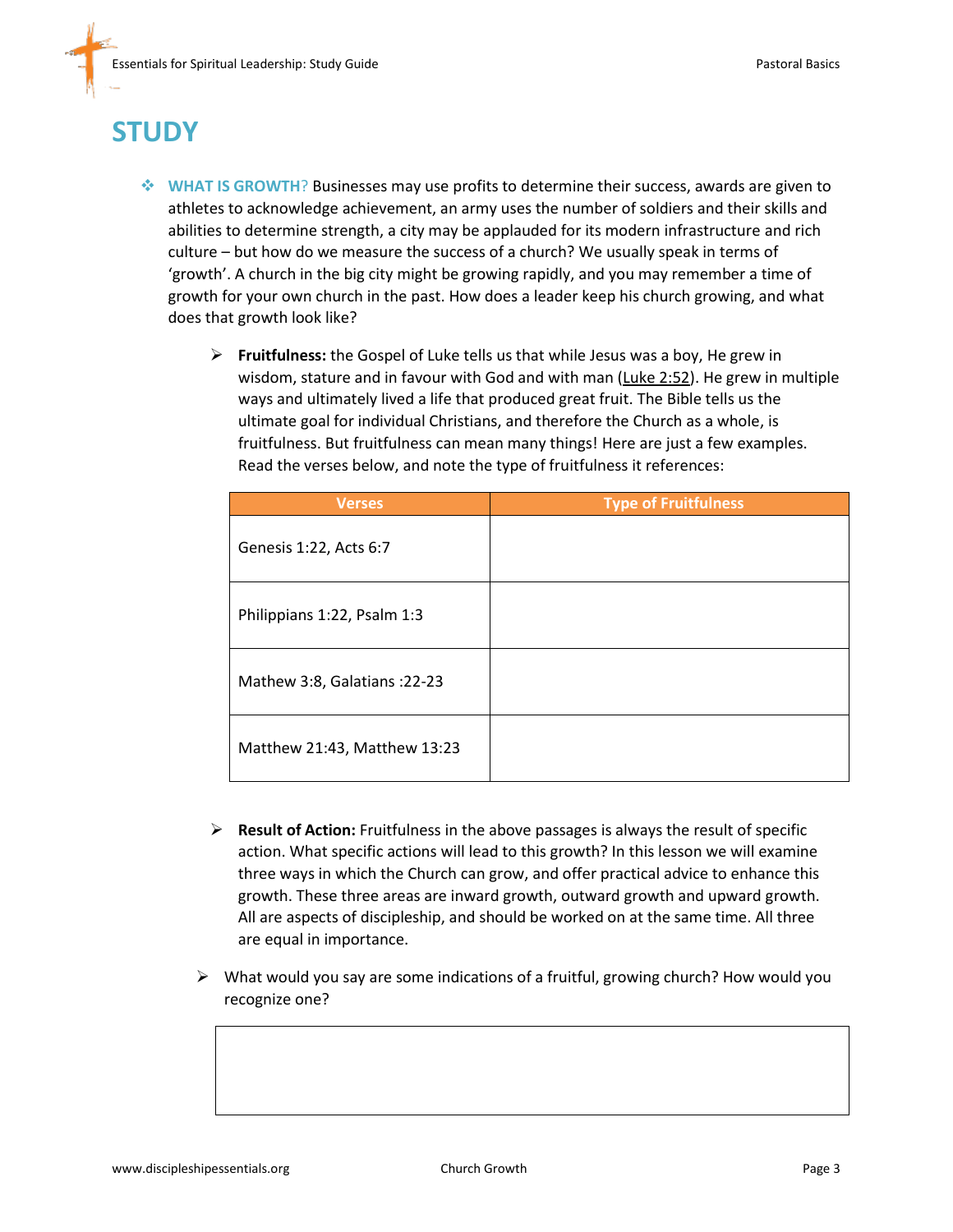# STUDY

- **WHAT IS GROWTH?** Businesses may use profits to determine their success, awards are given to athletes to acknowledge achievement, an army uses the number of soldiers and their skills and abilities to determine strength, a city may be applauded for its modern infrastructure and rich culture – but how do we measure the success of a church? We usually speak in terms of 'growth'. A church in the big city might be growing rapidly, and you may remember a time of growth for your own church in the past. How does a leader keep his church growing, and what does that growth look like?

  - **Fruitfulness:** the Gospel of Luke tells us that while Jesus was a boy, He grew in wisdom, stature and in favour with God and with man (Luke 2:52). He grew in multiple ways and ultimately lived a life that produced great fruit. The Bible tells us the ultimate goal for individual Christians, and therefore the Church as a whole, is fruitfulness. But fruitfulness can mean many things! Here are just a few examples. Read the verses below, and note the type of fruitfulness it references:

| Verses | Type of Fruitfulness |
|---|---|
| Genesis 1:22, Acts 6:7 | |
| Philippians 1:22, Psalm 1:3 | |
| Mathew 3:8, Galatians :22-23 | |
| Matthew 21:43, Matthew 13:23 | |

  - **Result of Action:** Fruitfulness in the above passages is always the result of specific action. What specific actions will lead to this growth? In this lesson we will examine three ways in which the Church can grow, and offer practical advice to enhance this growth. These three areas are inward growth, outward growth and upward growth. All are aspects of discipleship, and should be worked on at the same time. All three are equal in importance.

- What would you say are some indications of a fruitful, growing church? How would you recognize one?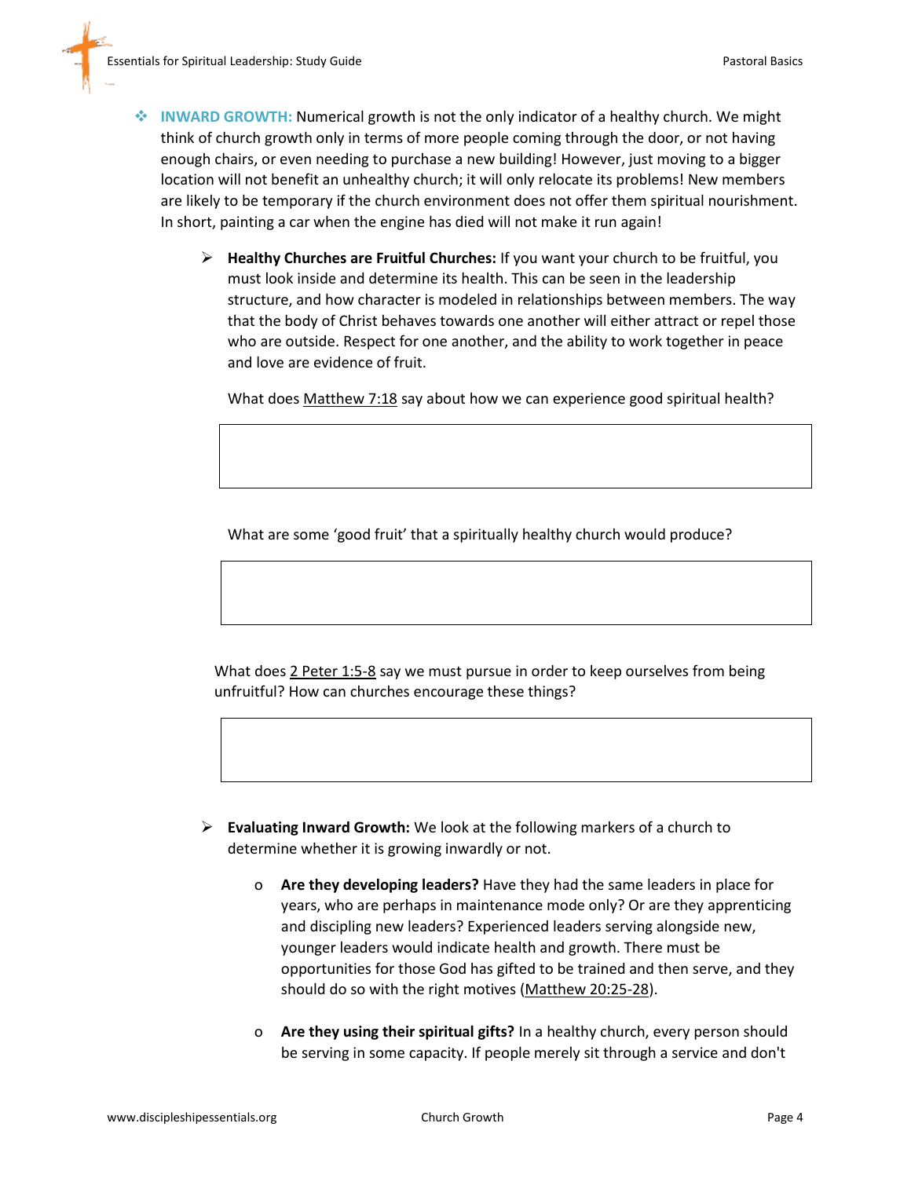- **INWARD GROWTH:** Numerical growth is not the only indicator of a healthy church. We might think of church growth only in terms of more people coming through the door, or not having enough chairs, or even needing to purchase a new building! However, just moving to a bigger location will not benefit an unhealthy church; it will only relocate its problems! New members are likely to be temporary if the church environment does not offer them spiritual nourishment. In short, painting a car when the engine has died will not make it run again!

  - **Healthy Churches are Fruitful Churches:** If you want your church to be fruitful, you must look inside and determine its health. This can be seen in the leadership structure, and how character is modeled in relationships between members. The way that the body of Christ behaves towards one another will either attract or repel those who are outside. Respect for one another, and the ability to work together in peace and love are evidence of fruit.

    What does Matthew 7:18 say about how we can experience good spiritual health?

    What are some 'good fruit' that a spiritually healthy church would produce?

    What does 2 Peter 1:5-8 say we must pursue in order to keep ourselves from being unfruitful? How can churches encourage these things?

  - **Evaluating Inward Growth:** We look at the following markers of a church to determine whether it is growing inwardly or not.

    - **Are they developing leaders?** Have they had the same leaders in place for years, who are perhaps in maintenance mode only? Or are they apprenticing and discipling new leaders? Experienced leaders serving alongside new, younger leaders would indicate health and growth. There must be opportunities for those God has gifted to be trained and then serve, and they should do so with the right motives (Matthew 20:25-28).

    - **Are they using their spiritual gifts?** In a healthy church, every person should be serving in some capacity. If people merely sit through a service and don't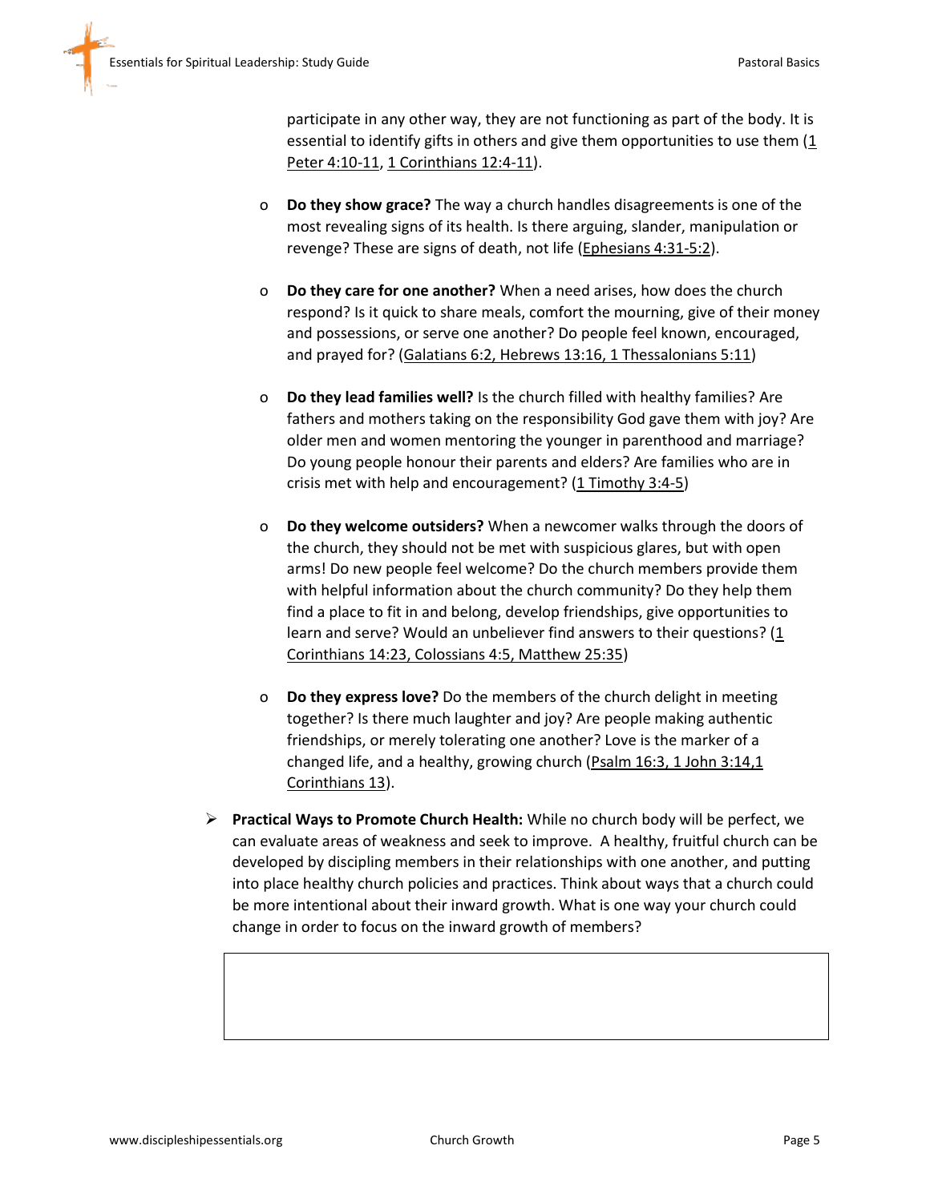participate in any other way, they are not functioning as part of the body. It is essential to identify gifts in others and give them opportunities to use them (1 Peter 4:10-11, 1 Corinthians 12:4-11).

- **Do they show grace?** The way a church handles disagreements is one of the most revealing signs of its health. Is there arguing, slander, manipulation or revenge? These are signs of death, not life (Ephesians 4:31-5:2).

- **Do they care for one another?** When a need arises, how does the church respond? Is it quick to share meals, comfort the mourning, give of their money and possessions, or serve one another? Do people feel known, encouraged, and prayed for? (Galatians 6:2, Hebrews 13:16, 1 Thessalonians 5:11)

- **Do they lead families well?** Is the church filled with healthy families? Are fathers and mothers taking on the responsibility God gave them with joy? Are older men and women mentoring the younger in parenthood and marriage? Do young people honour their parents and elders? Are families who are in crisis met with help and encouragement? (1 Timothy 3:4-5)

- **Do they welcome outsiders?** When a newcomer walks through the doors of the church, they should not be met with suspicious glares, but with open arms! Do new people feel welcome? Do the church members provide them with helpful information about the church community? Do they help them find a place to fit in and belong, develop friendships, give opportunities to learn and serve? Would an unbeliever find answers to their questions? (1 Corinthians 14:23, Colossians 4:5, Matthew 25:35)

- **Do they express love?** Do the members of the church delight in meeting together? Is there much laughter and joy? Are people making authentic friendships, or merely tolerating one another? Love is the marker of a changed life, and a healthy, growing church (Psalm 16:3, 1 John 3:14,1 Corinthians 13).

- **Practical Ways to Promote Church Health:** While no church body will be perfect, we can evaluate areas of weakness and seek to improve. A healthy, fruitful church can be developed by discipling members in their relationships with one another, and putting into place healthy church policies and practices. Think about ways that a church could be more intentional about their inward growth. What is one way your church could change in order to focus on the inward growth of members?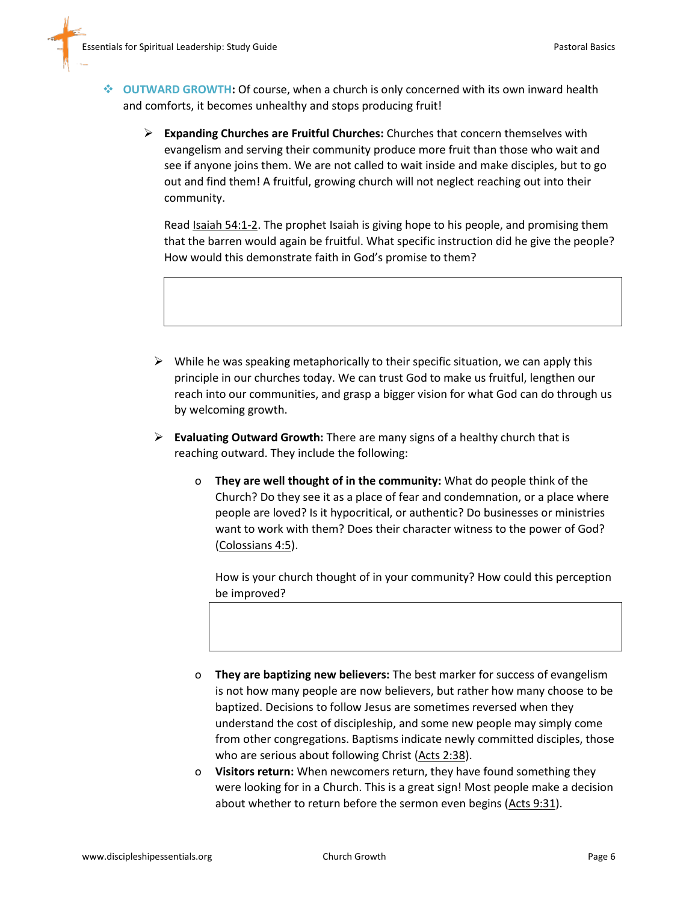- **OUTWARD GROWTH:** Of course, when a church is only concerned with its own inward health and comforts, it becomes unhealthy and stops producing fruit!

  - **Expanding Churches are Fruitful Churches:** Churches that concern themselves with evangelism and serving their community produce more fruit than those who wait and see if anyone joins them. We are not called to wait inside and make disciples, but to go out and find them! A fruitful, growing church will not neglect reaching out into their community.

    Read Isaiah 54:1-2. The prophet Isaiah is giving hope to his people, and promising them that the barren would again be fruitful. What specific instruction did he give the people? How would this demonstrate faith in God's promise to them?

  - While he was speaking metaphorically to their specific situation, we can apply this principle in our churches today. We can trust God to make us fruitful, lengthen our reach into our communities, and grasp a bigger vision for what God can do through us by welcoming growth.

  - **Evaluating Outward Growth:** There are many signs of a healthy church that is reaching outward. They include the following:

    - **They are well thought of in the community:** What do people think of the Church? Do they see it as a place of fear and condemnation, or a place where people are loved? Is it hypocritical, or authentic? Do businesses or ministries want to work with them? Does their character witness to the power of God? (Colossians 4:5).

      How is your church thought of in your community? How could this perception be improved?

    - **They are baptizing new believers:** The best marker for success of evangelism is not how many people are now believers, but rather how many choose to be baptized. Decisions to follow Jesus are sometimes reversed when they understand the cost of discipleship, and some new people may simply come from other congregations. Baptisms indicate newly committed disciples, those who are serious about following Christ (Acts 2:38).
    - **Visitors return:** When newcomers return, they have found something they were looking for in a Church. This is a great sign! Most people make a decision about whether to return before the sermon even begins (Acts 9:31).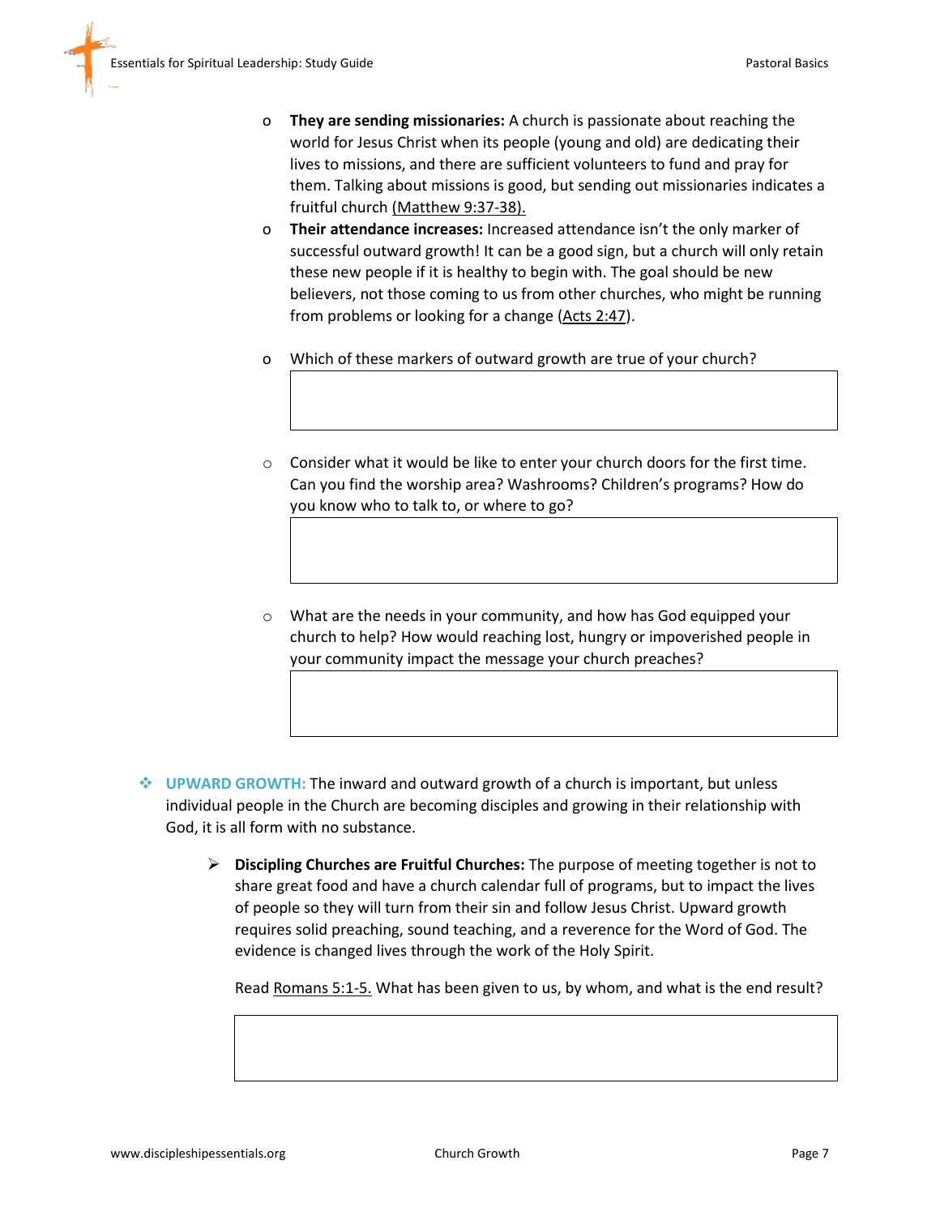- **They are sending missionaries:** A church is passionate about reaching the world for Jesus Christ when its people (young and old) are dedicating their lives to missions, and there are sufficient volunteers to fund and pray for them. Talking about missions is good, but sending out missionaries indicates a fruitful church (Matthew 9:37-38).
- **Their attendance increases:** Increased attendance isn't the only marker of successful outward growth! It can be a good sign, but a church will only retain these new people if it is healthy to begin with. The goal should be new believers, not those coming to us from other churches, who might be running from problems or looking for a change (Acts 2:47).

- Which of these markers of outward growth are true of your church?

- Consider what it would be like to enter your church doors for the first time. Can you find the worship area? Washrooms? Children's programs? How do you know who to talk to, or where to go?

- What are the needs in your community, and how has God equipped your church to help? How would reaching lost, hungry or impoverished people in your community impact the message your church preaches?

- **UPWARD GROWTH:** The inward and outward growth of a church is important, but unless individual people in the Church are becoming disciples and growing in their relationship with God, it is all form with no substance.

  - **Discipling Churches are Fruitful Churches:** The purpose of meeting together is not to share great food and have a church calendar full of programs, but to impact the lives of people so they will turn from their sin and follow Jesus Christ. Upward growth requires solid preaching, sound teaching, and a reverence for the Word of God. The evidence is changed lives through the work of the Holy Spirit.

    Read Romans 5:1-5. What has been given to us, by whom, and what is the end result?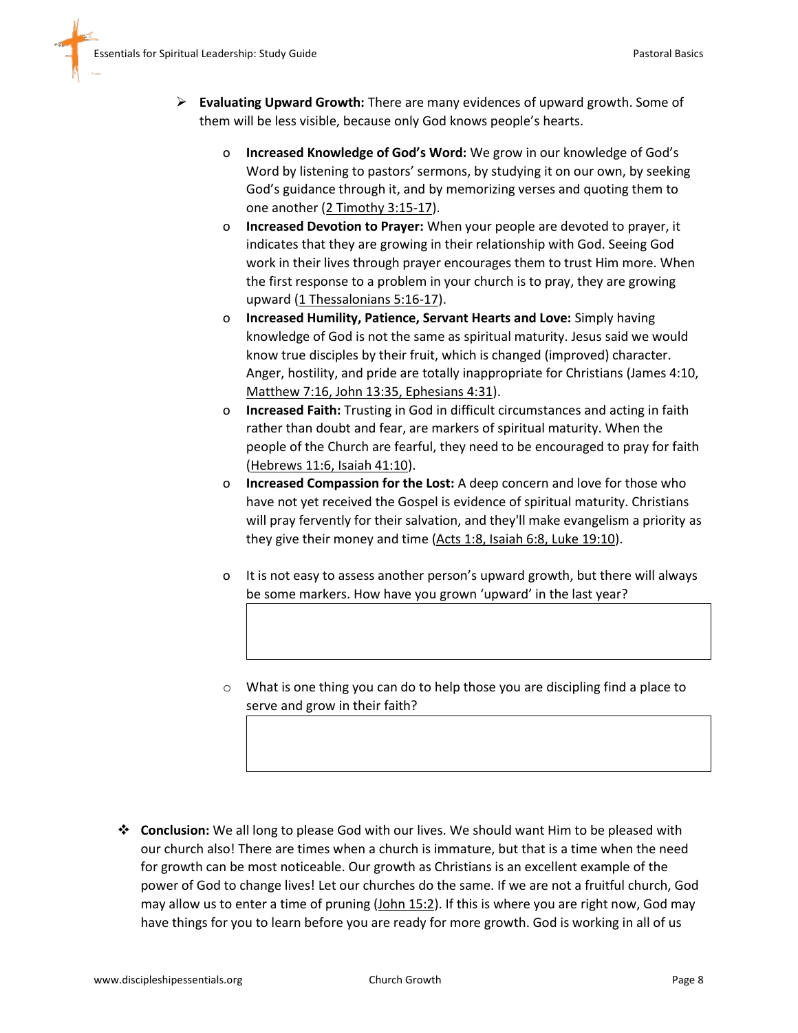- **Evaluating Upward Growth:** There are many evidences of upward growth. Some of them will be less visible, because only God knows people's hearts.

  - **Increased Knowledge of God's Word:** We grow in our knowledge of God's Word by listening to pastors' sermons, by studying it on our own, by seeking God's guidance through it, and by memorizing verses and quoting them to one another (2 Timothy 3:15-17).
  - **Increased Devotion to Prayer:** When your people are devoted to prayer, it indicates that they are growing in their relationship with God. Seeing God work in their lives through prayer encourages them to trust Him more. When the first response to a problem in your church is to pray, they are growing upward (1 Thessalonians 5:16-17).
  - **Increased Humility, Patience, Servant Hearts and Love:** Simply having knowledge of God is not the same as spiritual maturity. Jesus said we would know true disciples by their fruit, which is changed (improved) character. Anger, hostility, and pride are totally inappropriate for Christians (James 4:10, Matthew 7:16, John 13:35, Ephesians 4:31).
  - **Increased Faith:** Trusting in God in difficult circumstances and acting in faith rather than doubt and fear, are markers of spiritual maturity. When the people of the Church are fearful, they need to be encouraged to pray for faith (Hebrews 11:6, Isaiah 41:10).
  - **Increased Compassion for the Lost:** A deep concern and love for those who have not yet received the Gospel is evidence of spiritual maturity. Christians will pray fervently for their salvation, and they'll make evangelism a priority as they give their money and time (Acts 1:8, Isaiah 6:8, Luke 19:10).

  - It is not easy to assess another person's upward growth, but there will always be some markers. How have you grown 'upward' in the last year?

  - What is one thing you can do to help those you are discipling find a place to serve and grow in their faith?

- **Conclusion:** We all long to please God with our lives. We should want Him to be pleased with our church also! There are times when a church is immature, but that is a time when the need for growth can be most noticeable. Our growth as Christians is an excellent example of the power of God to change lives! Let our churches do the same. If we are not a fruitful church, God may allow us to enter a time of pruning (John 15:2). If this is where you are right now, God may have things for you to learn before you are ready for more growth. God is working in all of us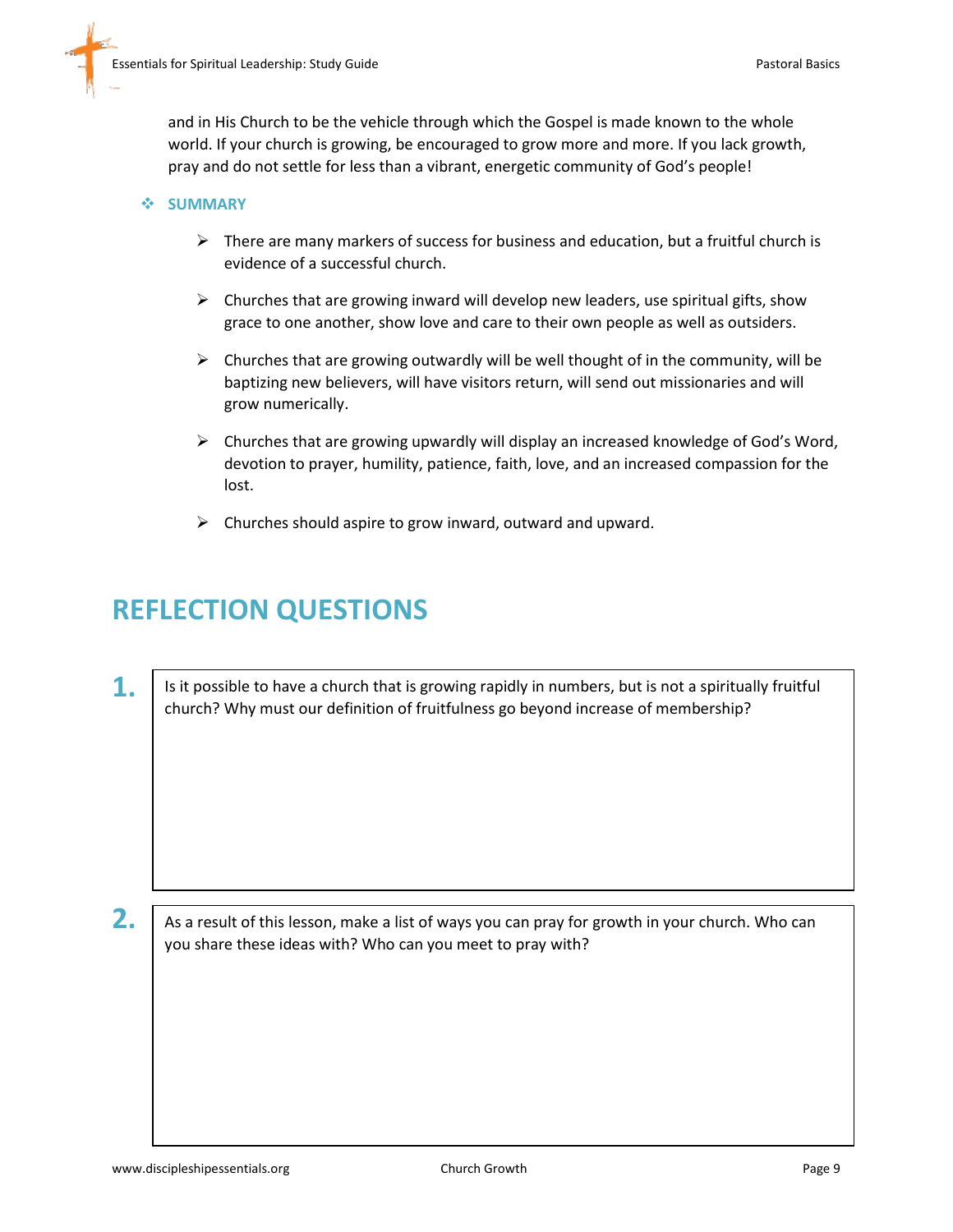and in His Church to be the vehicle through which the Gospel is made known to the whole world. If your church is growing, be encouraged to grow more and more. If you lack growth, pray and do not settle for less than a vibrant, energetic community of God's people!

### SUMMARY

- There are many markers of success for business and education, but a fruitful church is evidence of a successful church.
- Churches that are growing inward will develop new leaders, use spiritual gifts, show grace to one another, show love and care to their own people as well as outsiders.
- Churches that are growing outwardly will be well thought of in the community, will be baptizing new believers, will have visitors return, will send out missionaries and will grow numerically.
- Churches that are growing upwardly will display an increased knowledge of God's Word, devotion to prayer, humility, patience, faith, love, and an increased compassion for the lost.
- Churches should aspire to grow inward, outward and upward.

## REFLECTION QUESTIONS

1. Is it possible to have a church that is growing rapidly in numbers, but is not a spiritually fruitful church? Why must our definition of fruitfulness go beyond increase of membership?

2. As a result of this lesson, make a list of ways you can pray for growth in your church. Who can you share these ideas with? Who can you meet to pray with?